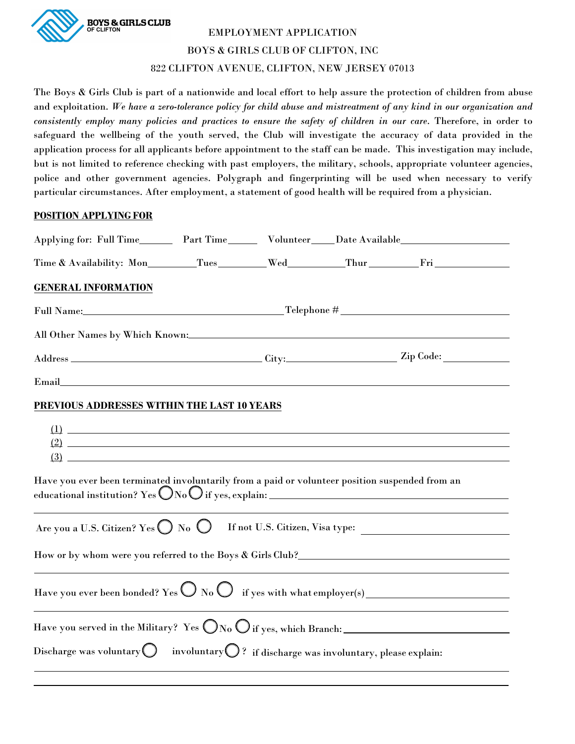BOYS & GIRLS CLUB OF CLIFTON

# EMPLOYMENT APPLICATION

## BOYS & GIRLS CLUB OF CLIFTON, INC

822 CLIFTON AVENUE, CLIFTON, NEW JERSEY 07013

The Boys & Girls Club is part of a nationwide and local effort to help assure the protection of children from abuse and exploitation. *We have a zero-tolerance policy for child abuse and mistreatment of any kind in our organization and consistently employ many policies and practices to ensure the safety of children in our care.* Therefore, in order to safeguard the wellbeing of the youth served, the Club will investigate the accuracy of data provided in the application process for all applicants before appointment to the staff can be made. This investigation may include, but is not limited to reference checking with past employers, the military, schools, appropriate volunteer agencies, police and other government agencies. Polygraph and fingerprinting will be used when necessary to verify particular circumstances. After employment, a statement of good health will be required from a physician.

**POSITION APPLYING FOR**

Applying for: Full Time______ Part Time______ Volunteer_____ Date Available____________________

Time & Availability: Mon_________ Tues_________ Wed__________ Thur_________ Fri______________

**GENERAL INFORMATION**

Full Name:________________________________________ Telephone #________________________________

All Other Names by Which Known:_______________________________________________________________

Address ____________________________________ City:______________________ Zip Code:____________

Email________________________________________________________________________________________

**PREVIOUS ADDRESSES WITHIN THE LAST 10 YEARS**

(1) ________________________________________________________________________________________
(2) ________________________________________________________________________________________
(3) ________________________________________________________________________________________

Have you ever been terminated involuntarily from a paid or volunteer position suspended from an educational institution? Yes ◯ No ◯ if yes, explain: ________________________________________________

_____________________________________________________________________________________________

Are you a U.S. Citizen? Yes ◯ No ◯ If not U.S. Citizen, Visa type: ____________________________

How or by whom were you referred to the Boys & Girls Club?_________________________________________

_____________________________________________________________________________________________

Have you ever been bonded? Yes ◯ No ◯ if yes with what employer(s) ________________________________

_____________________________________________________________________________________________

Have you served in the Military? Yes ◯ No ◯ if yes, which Branch: ____________________________

Discharge was voluntary ◯ involuntary ◯ ? if discharge was involuntary, please explain:

_____________________________________________________________________________________________

_____________________________________________________________________________________________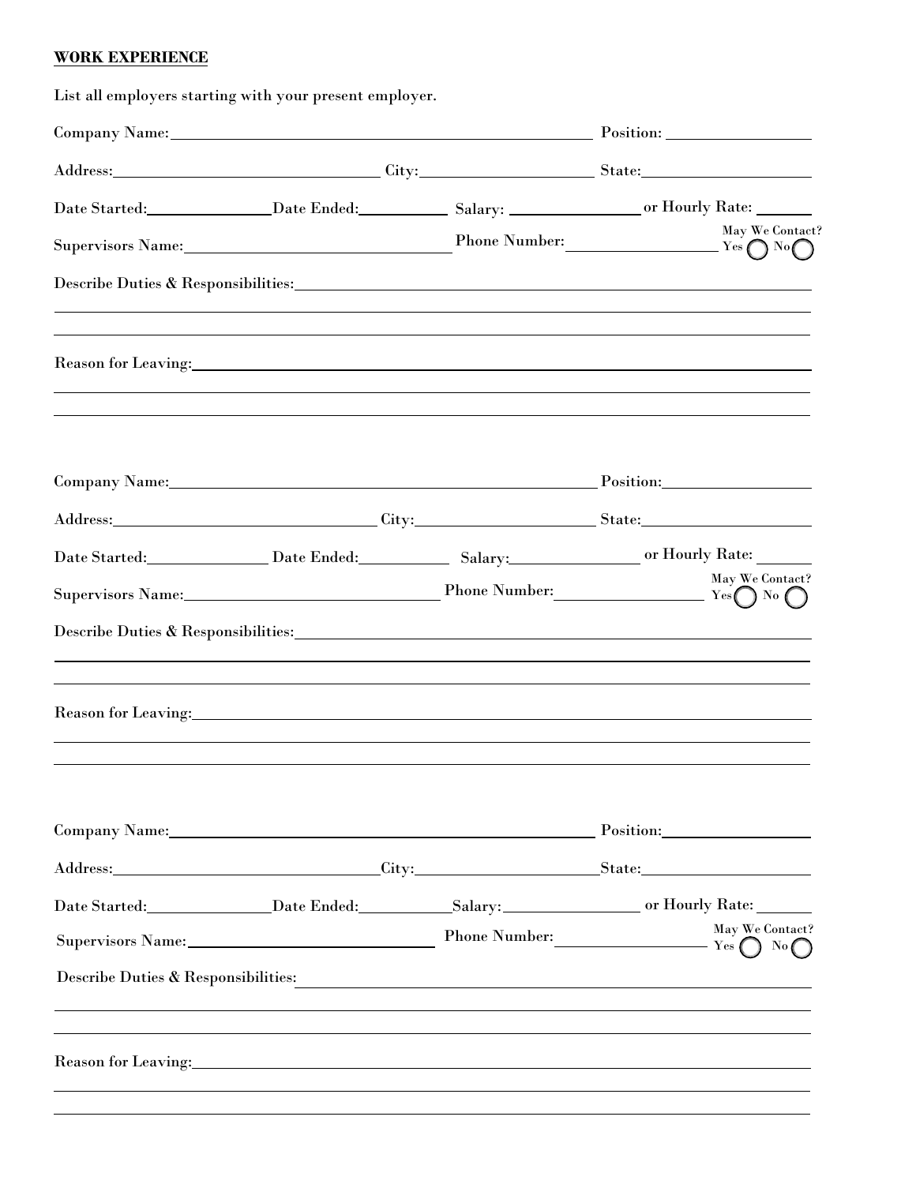**WORK EXPERIENCE**

List all employers starting with your present employer.

Company Name: \_\_\_\_\_\_\_\_\_\_\_\_\_\_\_\_\_\_\_\_ Position: \_\_\_\_\_\_\_\_\_\_\_\_\_\_\_\_\_\_\_\_

Address: \_\_\_\_\_\_\_\_\_\_\_\_\_\_\_\_\_\_\_\_ City: \_\_\_\_\_\_\_\_\_\_\_\_\_\_\_\_\_\_\_\_ State: \_\_\_\_\_\_\_\_\_\_\_\_\_\_\_\_\_\_\_\_

Date Started: \_\_\_\_\_\_\_\_\_\_\_\_ Date Ended: \_\_\_\_\_\_\_\_\_\_\_\_ Salary: \_\_\_\_\_\_\_\_\_\_\_\_ or Hourly Rate: \_\_\_\_\_\_\_\_

Supervisors Name: \_\_\_\_\_\_\_\_\_\_\_\_\_\_\_\_\_\_\_\_ Phone Number: \_\_\_\_\_\_\_\_\_\_\_\_\_\_\_\_\_\_\_\_ May We Contact? Yes ◯ No ◯

Describe Duties & Responsibilities: \_\_\_\_\_\_\_\_\_\_\_\_\_\_\_\_\_\_\_\_

Reason for Leaving: \_\_\_\_\_\_\_\_\_\_\_\_\_\_\_\_\_\_\_\_

Company Name: \_\_\_\_\_\_\_\_\_\_\_\_\_\_\_\_\_\_\_\_ Position: \_\_\_\_\_\_\_\_\_\_\_\_\_\_\_\_\_\_\_\_

Address: \_\_\_\_\_\_\_\_\_\_\_\_\_\_\_\_\_\_\_\_ City: \_\_\_\_\_\_\_\_\_\_\_\_\_\_\_\_\_\_\_\_ State: \_\_\_\_\_\_\_\_\_\_\_\_\_\_\_\_\_\_\_\_

Date Started: \_\_\_\_\_\_\_\_\_\_\_\_ Date Ended: \_\_\_\_\_\_\_\_\_\_\_\_ Salary: \_\_\_\_\_\_\_\_\_\_\_\_ or Hourly Rate: \_\_\_\_\_\_\_\_

Supervisors Name: \_\_\_\_\_\_\_\_\_\_\_\_\_\_\_\_\_\_\_\_ Phone Number: \_\_\_\_\_\_\_\_\_\_\_\_\_\_\_\_\_\_\_\_ May We Contact? Yes ◯ No ◯

Describe Duties & Responsibilities: \_\_\_\_\_\_\_\_\_\_\_\_\_\_\_\_\_\_\_\_

Reason for Leaving: \_\_\_\_\_\_\_\_\_\_\_\_\_\_\_\_\_\_\_\_

Company Name: \_\_\_\_\_\_\_\_\_\_\_\_\_\_\_\_\_\_\_\_ Position: \_\_\_\_\_\_\_\_\_\_\_\_\_\_\_\_\_\_\_\_

Address: \_\_\_\_\_\_\_\_\_\_\_\_\_\_\_\_\_\_\_\_ City: \_\_\_\_\_\_\_\_\_\_\_\_\_\_\_\_\_\_\_\_ State: \_\_\_\_\_\_\_\_\_\_\_\_\_\_\_\_\_\_\_\_

Date Started: \_\_\_\_\_\_\_\_\_\_\_\_ Date Ended: \_\_\_\_\_\_\_\_\_\_\_\_ Salary: \_\_\_\_\_\_\_\_\_\_\_\_ or Hourly Rate: \_\_\_\_\_\_\_\_

Supervisors Name: \_\_\_\_\_\_\_\_\_\_\_\_\_\_\_\_\_\_\_\_ Phone Number: \_\_\_\_\_\_\_\_\_\_\_\_\_\_\_\_\_\_\_\_ May We Contact? Yes ◯ No ◯

Describe Duties & Responsibilities: \_\_\_\_\_\_\_\_\_\_\_\_\_\_\_\_\_\_\_\_

Reason for Leaving: \_\_\_\_\_\_\_\_\_\_\_\_\_\_\_\_\_\_\_\_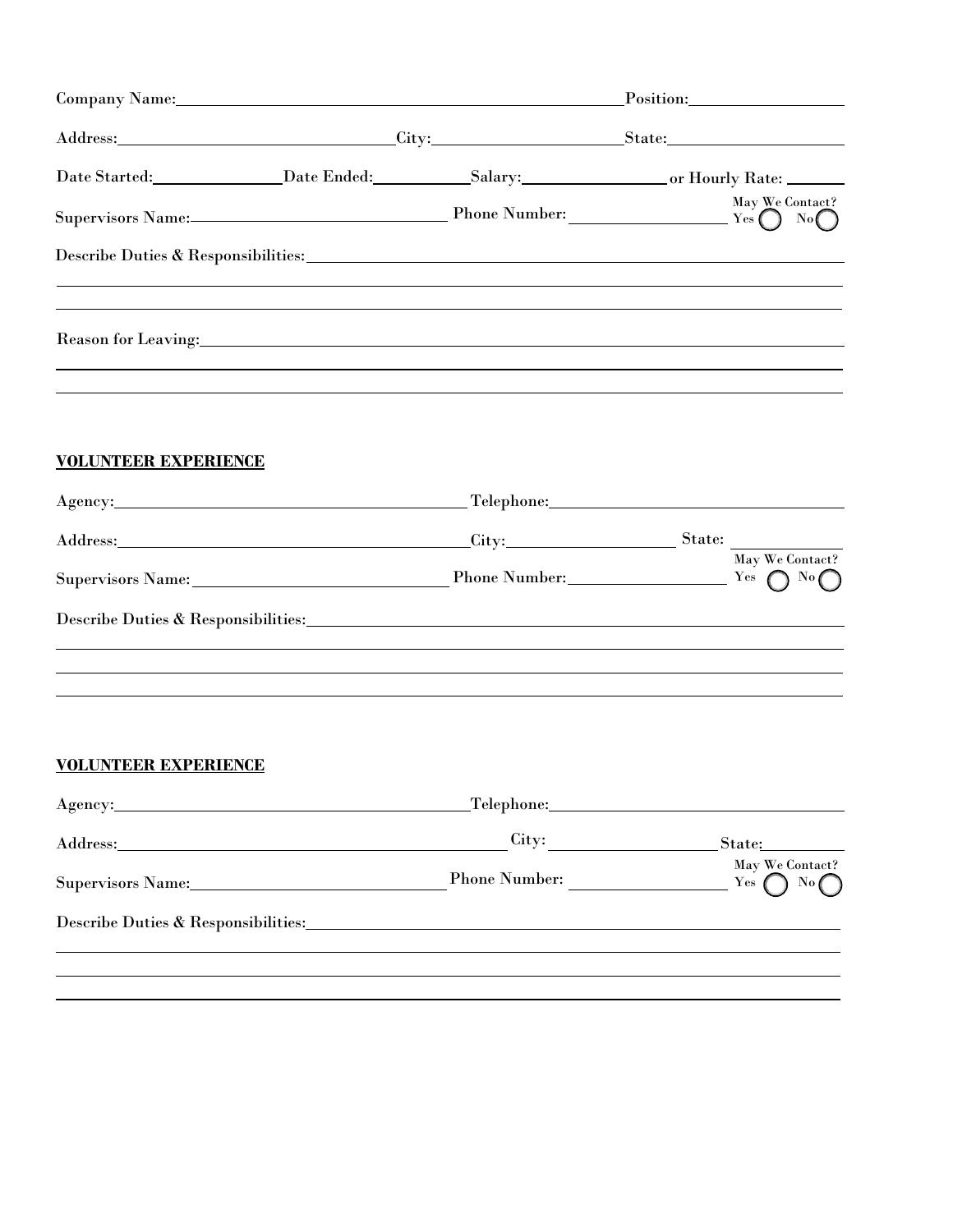Company Name: \_\_\_\_\_\_\_\_\_\_\_\_\_\_\_\_\_\_\_\_ Position: \_\_\_\_\_\_\_\_\_\_

Address: \_\_\_\_\_\_\_\_\_\_\_\_\_\_\_\_ City: \_\_\_\_\_\_\_\_\_\_\_\_ State: \_\_\_\_\_\_\_\_\_\_

Date Started: \_\_\_\_\_\_\_\_ Date Ended: \_\_\_\_\_\_\_\_ Salary: \_\_\_\_\_\_\_\_ or Hourly Rate: \_\_\_\_\_\_

Supervisors Name: \_\_\_\_\_\_\_\_\_\_\_\_\_\_\_\_ Phone Number: \_\_\_\_\_\_\_\_\_\_ May We Contact? Yes ◯ No ◯

Describe Duties & Responsibilities: \_\_\_\_\_\_\_\_\_\_\_\_\_\_\_\_\_\_\_\_\_\_\_\_\_\_\_\_\_\_

Reason for Leaving: \_\_\_\_\_\_\_\_\_\_\_\_\_\_\_\_\_\_\_\_\_\_\_\_\_\_\_\_\_\_

## VOLUNTEER EXPERIENCE

Agency: \_\_\_\_\_\_\_\_\_\_\_\_\_\_\_\_\_\_\_\_ Telephone: \_\_\_\_\_\_\_\_\_\_\_\_\_\_\_\_

Address: \_\_\_\_\_\_\_\_\_\_\_\_\_\_\_\_ City: \_\_\_\_\_\_\_\_\_\_\_\_ State: \_\_\_\_\_\_\_\_\_\_

Supervisors Name: \_\_\_\_\_\_\_\_\_\_\_\_\_\_\_\_ Phone Number: \_\_\_\_\_\_\_\_\_\_ May We Contact? Yes ◯ No ◯

Describe Duties & Responsibilities: \_\_\_\_\_\_\_\_\_\_\_\_\_\_\_\_\_\_\_\_\_\_\_\_\_\_\_\_\_\_

## VOLUNTEER EXPERIENCE

Agency: \_\_\_\_\_\_\_\_\_\_\_\_\_\_\_\_\_\_\_\_ Telephone: \_\_\_\_\_\_\_\_\_\_\_\_\_\_\_\_

Address: \_\_\_\_\_\_\_\_\_\_\_\_\_\_\_\_ City: \_\_\_\_\_\_\_\_\_\_\_\_ State: \_\_\_\_\_\_\_\_\_\_

Supervisors Name: \_\_\_\_\_\_\_\_\_\_\_\_\_\_\_\_ Phone Number: \_\_\_\_\_\_\_\_\_\_ May We Contact? Yes ◯ No ◯

Describe Duties & Responsibilities: \_\_\_\_\_\_\_\_\_\_\_\_\_\_\_\_\_\_\_\_\_\_\_\_\_\_\_\_\_\_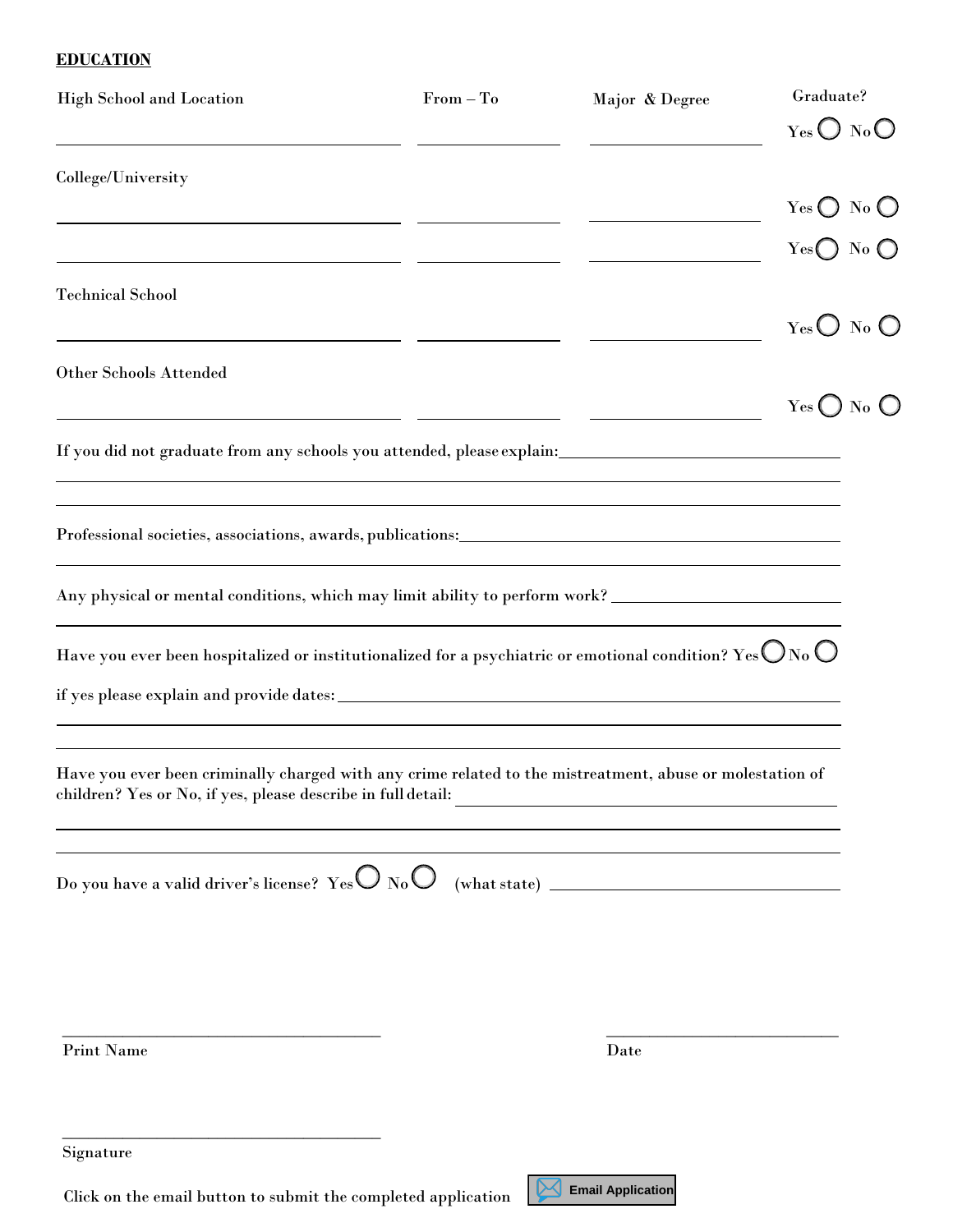**EDUCATION**

| High School and Location | From – To | Major & Degree | Graduate? |
| --- | --- | --- | --- |
| | | | Yes ◯ No ◯ |
| **College/University** | | | |
| | | | Yes ◯ No ◯ |
| | | | Yes ◯ No ◯ |
| **Technical School** | | | |
| | | | Yes ◯ No ◯ |
| **Other Schools Attended** | | | |
| | | | Yes ◯ No ◯ |

If you did not graduate from any schools you attended, please explain: ______________________________

______________________________________________________________________________

______________________________________________________________________________

Professional societies, associations, awards, publications: ______________________________

______________________________________________________________________________

Any physical or mental conditions, which may limit ability to perform work? ______________________

______________________________________________________________________________

Have you ever been hospitalized or institutionalized for a psychiatric or emotional condition? Yes ◯ No ◯

if yes please explain and provide dates: ______________________________

______________________________________________________________________________

______________________________________________________________________________

Have you ever been criminally charged with any crime related to the mistreatment, abuse or molestation of children? Yes or No, if yes, please describe in full detail: ______________________________

______________________________________________________________________________

______________________________________________________________________________

Do you have a valid driver's license? Yes ◯ No ◯ (what state) ______________________

______________________________ ______________________

Print Name Date

______________________________

Signature

Click on the email button to submit the completed application [Email Application]